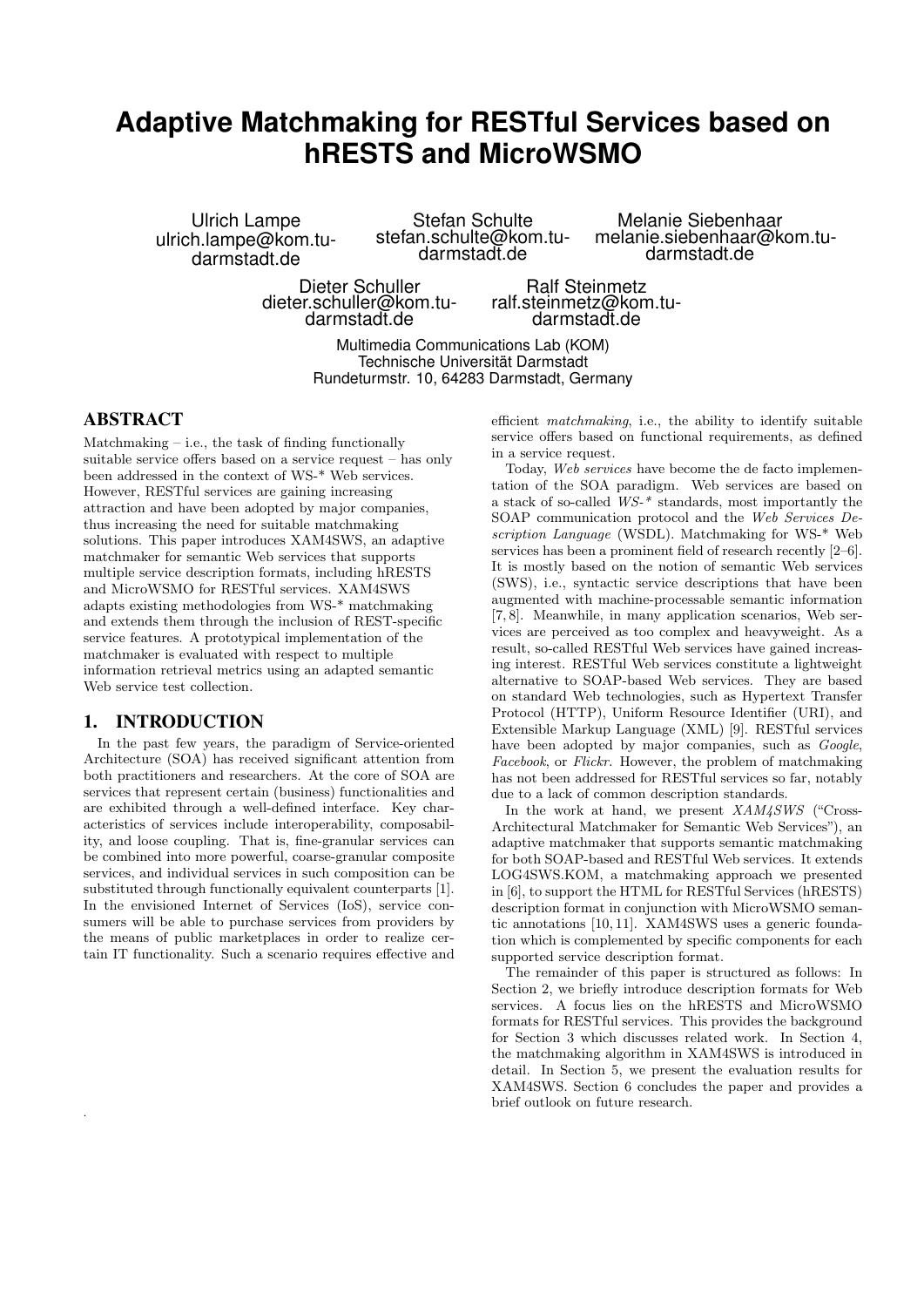# Adaptive Matchmaking for RESTful Services based on hRESTS and MicroWSMO

Ulrich Lampe
ulrich.lampe@kom.tu-darmstadt.de

Stefan Schulte
stefan.schulte@kom.tu-darmstadt.de

Melanie Siebenhaar
melanie.siebenhaar@kom.tu-darmstadt.de

Dieter Schuller
dieter.schuller@kom.tu-darmstadt.de

Ralf Steinmetz
ralf.steinmetz@kom.tu-darmstadt.de

Multimedia Communications Lab (KOM)
Technische Universität Darmstadt
Rundeturmstr. 10, 64283 Darmstadt, Germany

## ABSTRACT

Matchmaking – i.e., the task of finding functionally suitable service offers based on a service request – has only been addressed in the context of WS-* Web services. However, RESTful services are gaining increasing attraction and have been adopted by major companies, thus increasing the need for suitable matchmaking solutions. This paper introduces XAM4SWS, an adaptive matchmaker for semantic Web services that supports multiple service description formats, including hRESTS and MicroWSMO for RESTful services. XAM4SWS adapts existing methodologies from WS-* matchmaking and extends them through the inclusion of REST-specific service features. A prototypical implementation of the matchmaker is evaluated with respect to multiple information retrieval metrics using an adapted semantic Web service test collection.

## 1. INTRODUCTION

In the past few years, the paradigm of Service-oriented Architecture (SOA) has received significant attention from both practitioners and researchers. At the core of SOA are services that represent certain (business) functionalities and are exhibited through a well-defined interface. Key characteristics of services include interoperability, composability, and loose coupling. That is, fine-granular services can be combined into more powerful, coarse-granular composite services, and individual services in such composition can be substituted through functionally equivalent counterparts [1]. In the envisioned Internet of Services (IoS), service consumers will be able to purchase services from providers by the means of public marketplaces in order to realize certain IT functionality. Such a scenario requires effective and efficient *matchmaking*, i.e., the ability to identify suitable service offers based on functional requirements, as defined in a service request.

Today, *Web services* have become the de facto implementation of the SOA paradigm. Web services are based on a stack of so-called *WS-** standards, most importantly the SOAP communication protocol and the *Web Services Description Language* (WSDL). Matchmaking for WS-* Web services has been a prominent field of research recently [2–6]. It is mostly based on the notion of semantic Web services (SWS), i.e., syntactic service descriptions that have been augmented with machine-processable semantic information [7, 8]. Meanwhile, in many application scenarios, Web services are perceived as too complex and heavyweight. As a result, so-called RESTful Web services have gained increasing interest. RESTful Web services constitute a lightweight alternative to SOAP-based Web services. They are based on standard Web technologies, such as Hypertext Transfer Protocol (HTTP), Uniform Resource Identifier (URI), and Extensible Markup Language (XML) [9]. RESTful services have been adopted by major companies, such as *Google*, *Facebook*, or *Flickr*. However, the problem of matchmaking has not been addressed for RESTful services so far, notably due to a lack of common description standards.

In the work at hand, we present *XAM4SWS* ("Cross-Architectural Matchmaker for Semantic Web Services"), an adaptive matchmaker that supports semantic matchmaking for both SOAP-based and RESTful Web services. It extends LOG4SWS.KOM, a matchmaking approach we presented in [6], to support the HTML for RESTful Services (hRESTS) description format in conjunction with MicroWSMO semantic annotations [10, 11]. XAM4SWS uses a generic foundation which is complemented by specific components for each supported service description format.

The remainder of this paper is structured as follows: In Section 2, we briefly introduce description formats for Web services. A focus lies on the hRESTS and MicroWSMO formats for RESTful services. This provides the background for Section 3 which discusses related work. In Section 4, the matchmaking algorithm in XAM4SWS is introduced in detail. In Section 5, we present the evaluation results for XAM4SWS. Section 6 concludes the paper and provides a brief outlook on future research.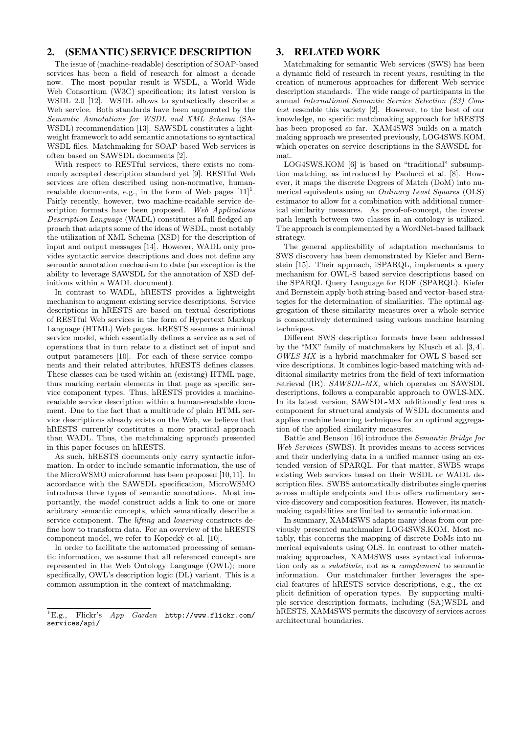## 2. (SEMANTIC) SERVICE DESCRIPTION

The issue of (machine-readable) description of SOAP-based services has been a field of research for almost a decade now. The most popular result is WSDL, a World Wide Web Consortium (W3C) specification; its latest version is WSDL 2.0 [12]. WSDL allows to syntactically describe a Web service. Both standards have been augmented by the *Semantic Annotations for WSDL and XML Schema* (SAWSDL) recommendation [13]. SAWSDL constitutes a lightweight framework to add semantic annotations to syntactical WSDL files. Matchmaking for SOAP-based Web services is often based on SAWSDL documents [2].

With respect to RESTful services, there exists no commonly accepted description standard yet [9]. RESTful Web services are often described using non-normative, human-readable documents, e.g., in the form of Web pages [11][1]. Fairly recently, however, two machine-readable service description formats have been proposed. *Web Applications Description Language* (WADL) constitutes a full-fledged approach that adapts some of the ideas of WSDL, most notably the utilization of XML Schema (XSD) for the description of input and output messages [14]. However, WADL only provides syntactic service descriptions and does not define any semantic annotation mechanism to date (an exception is the ability to leverage SAWSDL for the annotation of XSD definitions within a WADL document).

In contrast to WADL, hRESTS provides a lightweight mechanism to augment existing service descriptions. Service descriptions in hRESTS are based on textual descriptions of RESTful Web services in the form of Hypertext Markup Language (HTML) Web pages. hRESTS assumes a minimal service model, which essentially defines a service as a set of operations that in turn relate to a distinct set of input and output parameters [10]. For each of these service components and their related attributes, hRESTS defines classes. These classes can be used within an (existing) HTML page, thus marking certain elements in that page as specific service component types. Thus, hRESTS provides a machine-readable service description within a human-readable document. Due to the fact that a multitude of plain HTML service descriptions already exists on the Web, we believe that hRESTS currently constitutes a more practical approach than WADL. Thus, the matchmaking approach presented in this paper focuses on hRESTS.

As such, hRESTS documents only carry syntactic information. In order to include semantic information, the use of the MicroWSMO microformat has been proposed [10,11]. In accordance with the SAWSDL specification, MicroWSMO introduces three types of semantic annotations. Most importantly, the *model* construct adds a link to one or more arbitrary semantic concepts, which semantically describe a service component. The *lifting* and *lowering* constructs define how to transform data. For an overview of the hRESTS component model, we refer to Kopecký et al. [10].

In order to facilitate the automated processing of semantic information, we assume that all referenced concepts are represented in the Web Ontology Language (OWL); more specifically, OWL's description logic (DL) variant. This is a common assumption in the context of matchmaking.

[1]E.g., Flickr's *App Garden* `http://www.flickr.com/services/api/`

## 3. RELATED WORK

Matchmaking for semantic Web services (SWS) has been a dynamic field of research in recent years, resulting in the creation of numerous approaches for different Web service description standards. The wide range of participants in the annual *International Semantic Service Selection (S3) Contest* resemble this variety [2]. However, to the best of our knowledge, no specific matchmaking approach for hRESTS has been proposed so far. XAM4SWS builds on a matchmaking approach we presented previously, LOG4SWS.KOM, which operates on service descriptions in the SAWSDL format.

LOG4SWS.KOM [6] is based on "traditional" subsumption matching, as introduced by Paolucci et al. [8]. However, it maps the discrete Degrees of Match (DoM) into numerical equivalents using an *Ordinary Least Squares* (OLS) estimator to allow for a combination with additional numerical similarity measures. As proof-of-concept, the inverse path length between two classes in an ontology is utilized. The approach is complemented by a WordNet-based fallback strategy.

The general applicability of adaptation mechanisms to SWS discovery has been demonstrated by Kiefer and Bernstein [15]. Their approach, iSPARQL, implements a query mechanism for OWL-S based service descriptions based on the SPARQL Query Language for RDF (SPARQL). Kiefer and Bernstein apply both string-based and vector-based strategies for the determination of similarities. The optimal aggregation of these similarity measures over a whole service is consecutively determined using various machine learning techniques.

Different SWS description formats have been addressed by the "MX" family of matchmakers by Klusch et al. [3, 4]. *OWLS-MX* is a hybrid matchmaker for OWL-S based service descriptions. It combines logic-based matching with additional similarity metrics from the field of text information retrieval (IR). *SAWSDL-MX*, which operates on SAWSDL descriptions, follows a comparable approach to OWLS-MX. In its latest version, SAWSDL-MX additionally features a component for structural analysis of WSDL documents and applies machine learning techniques for an optimal aggregation of the applied similarity measures.

Battle and Benson [16] introduce the *Semantic Bridge for Web Services* (SWBS). It provides means to access services and their underlying data in a unified manner using an extended version of SPARQL. For that matter, SWBS wraps existing Web services based on their WSDL or WADL description files. SWBS automatically distributes single queries across multiple endpoints and thus offers rudimentary service discovery and composition features. However, its matchmaking capabilities are limited to semantic information.

In summary, XAM4SWS adapts many ideas from our previously presented matchmaker LOG4SWS.KOM. Most notably, this concerns the mapping of discrete DoMs into numerical equivalents using OLS. In contrast to other matchmaking approaches, XAM4SWS uses syntactical information only as a *substitute*, not as a *complement* to semantic information. Our matchmaker further leverages the special features of hRESTS service descriptions, e.g., the explicit definition of operation types. By supporting multiple service description formats, including (SA)WSDL and hRESTS, XAM4SWS permits the discovery of services across architectural boundaries.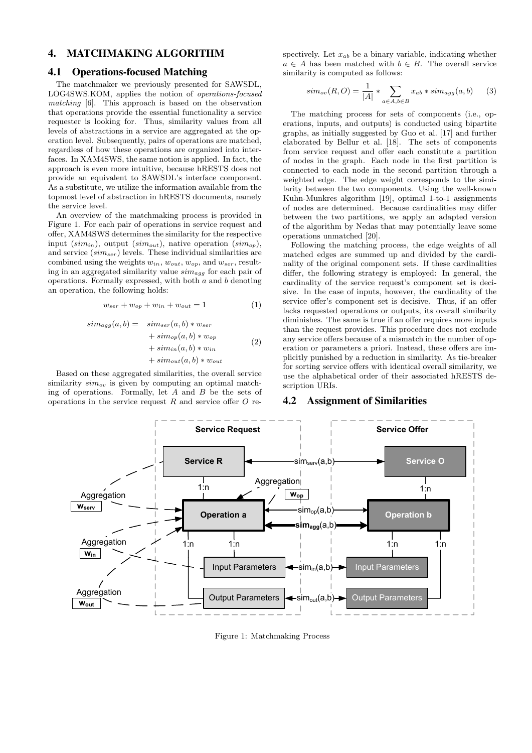## 4. MATCHMAKING ALGORITHM

### 4.1 Operations-focused Matching

The matchmaker we previously presented for SAWSDL, LOG4SWS.KOM, applies the notion of *operations-focused matching* [6]. This approach is based on the observation that operations provide the essential functionality a service requester is looking for. Thus, similarity values from all levels of abstractions in a service are aggregated at the operation level. Subsequently, pairs of operations are matched, regardless of how these operations are organized into interfaces. In XAM4SWS, the same notion is applied. In fact, the approach is even more intuitive, because hRESTS does not provide an equivalent to SAWSDL's interface component. As a substitute, we utilize the information available from the topmost level of abstraction in hRESTS documents, namely the service level.

An overview of the matchmaking process is provided in Figure 1. For each pair of operations in service request and offer, XAM4SWS determines the similarity for the respective input ($sim_{in}$), output ($sim_{out}$), native operation ($sim_{op}$), and service ($sim_{ser}$) levels. These individual similarities are combined using the weights $w_{in}$, $w_{out}$, $w_{op}$, and $w_{ser}$, resulting in an aggregated similarity value $sim_{agg}$ for each pair of operations. Formally expressed, with both $a$ and $b$ denoting an operation, the following holds:

$$w_{ser} + w_{op} + w_{in} + w_{out} = 1 \tag{1}$$

$$\begin{aligned} sim_{agg}(a,b) = \quad & sim_{ser}(a,b) * w_{ser} \\ & + sim_{op}(a,b) * w_{op} \\ & + sim_{in}(a,b) * w_{in} \\ & + sim_{out}(a,b) * w_{out} \end{aligned} \tag{2}$$

Based on these aggregated similarities, the overall service similarity $sim_{ov}$ is given by computing an optimal matching of operations. Formally, let $A$ and $B$ be the sets of operations in the service request $R$ and service offer $O$ respectively. Let $x_{ab}$ be a binary variable, indicating whether $a \in A$ has been matched with $b \in B$. The overall service similarity is computed as follows:

$$sim_{ov}(R,O) = \frac{1}{|A|} * \sum_{a \in A, b \in B} x_{ab} * sim_{agg}(a,b) \tag{3}$$

The matching process for sets of components (i.e., operations, inputs, and outputs) is conducted using bipartite graphs, as initially suggested by Guo et al. [17] and further elaborated by Bellur et al. [18]. The sets of components from service request and offer each constitute a partition of nodes in the graph. Each node in the first partition is connected to each node in the second partition through a weighted edge. The edge weight corresponds to the similarity between the two components. Using the well-known Kuhn-Munkres algorithm [19], optimal 1-to-1 assignments of nodes are determined. Because cardinalities may differ between the two partitions, we apply an adapted version of the algorithm by Nedas that may potentially leave some operations unmatched [20].

Following the matching process, the edge weights of all matched edges are summed up and divided by the cardinality of the original component sets. If these cardinalities differ, the following strategy is employed: In general, the cardinality of the service request's component set is decisive. In the case of inputs, however, the cardinality of the service offer's component set is decisive. Thus, if an offer lacks requested operations or outputs, its overall similarity diminishes. The same is true if an offer requires more inputs than the request provides. This procedure does not exclude any service offers because of a mismatch in the number of operation or parameters a priori. Instead, these offers are implicitly punished by a reduction in similarity. As tie-breaker for sorting service offers with identical overall similarity, we use the alphabetical order of their associated hRESTS description URIs.

### 4.2 Assignment of Similarities

Figure 1: Matchmaking Process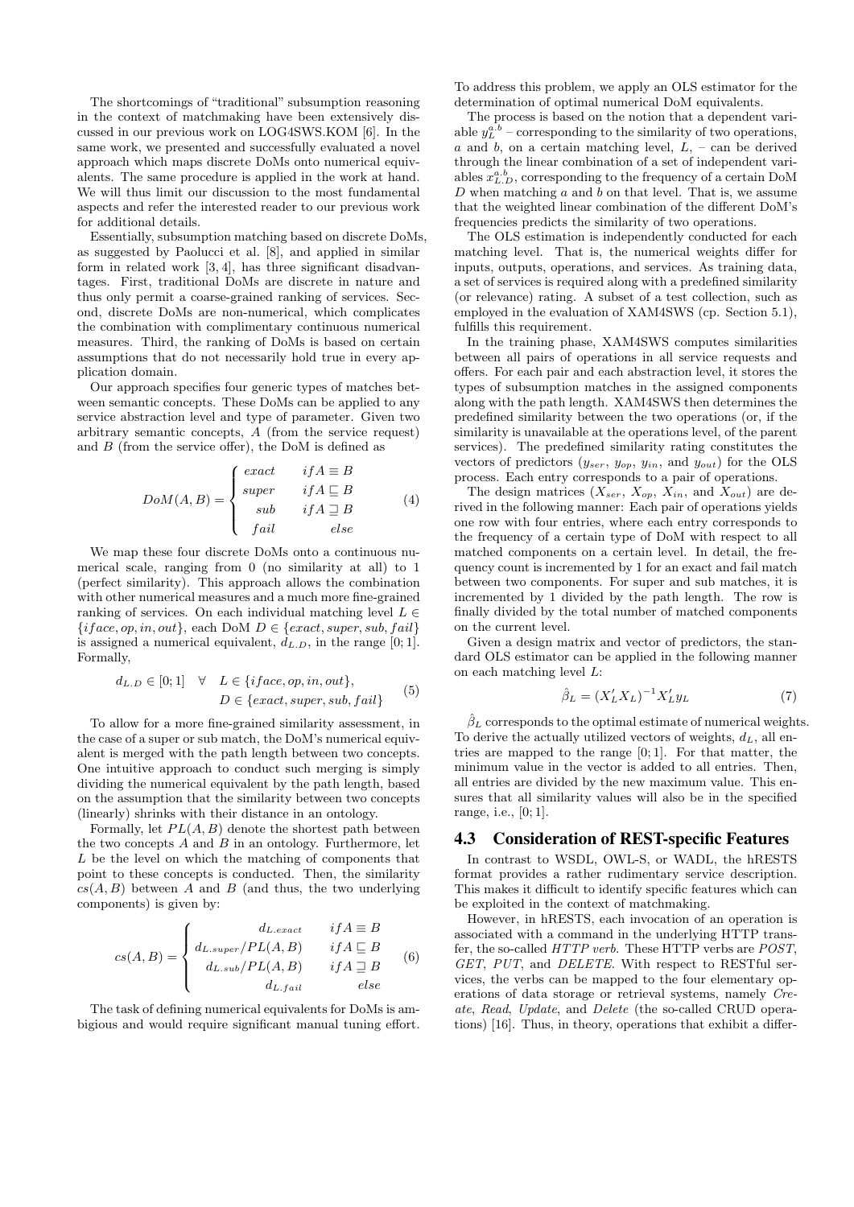The shortcomings of "traditional" subsumption reasoning in the context of matchmaking have been extensively discussed in our previous work on LOG4SWS.KOM [6]. In the same work, we presented and successfully evaluated a novel approach which maps discrete DoMs onto numerical equivalents. The same procedure is applied in the work at hand. We will thus limit our discussion to the most fundamental aspects and refer the interested reader to our previous work for additional details.

Essentially, subsumption matching based on discrete DoMs, as suggested by Paolucci et al. [8], and applied in similar form in related work [3, 4], has three significant disadvantages. First, traditional DoMs are discrete in nature and thus only permit a coarse-grained ranking of services. Second, discrete DoMs are non-numerical, which complicates the combination with complimentary continuous numerical measures. Third, the ranking of DoMs is based on certain assumptions that do not necessarily hold true in every application domain.

Our approach specifies four generic types of matches between semantic concepts. These DoMs can be applied to any service abstraction level and type of parameter. Given two arbitrary semantic concepts, $A$ (from the service request) and $B$ (from the service offer), the DoM is defined as

$$DoM(A,B) = \begin{cases} exact & if A \equiv B \\ super & if A \sqsubset B \\ sub & if A \sqsupset B \\ fail & else \end{cases} \tag{4}$$

We map these four discrete DoMs onto a continuous numerical scale, ranging from 0 (no similarity at all) to 1 (perfect similarity). This approach allows the combination with other numerical measures and a much more fine-grained ranking of services. On each individual matching level $L \in \{iface, op, in, out\}$, each DoM $D \in \{exact, super, sub, fail\}$ is assigned a numerical equivalent, $d_{L.D}$, in the range $[0; 1]$. Formally,

$$d_{L.D} \in [0;1] \quad \forall \quad L \in \{iface, op, in, out\}, \\ D \in \{exact, super, sub, fail\} \tag{5}$$

To allow for a more fine-grained similarity assessment, in the case of a super or sub match, the DoM's numerical equivalent is merged with the path length between two concepts. One intuitive approach to conduct such merging is simply dividing the numerical equivalent by the path length, based on the assumption that the similarity between two concepts (linearly) shrinks with their distance in an ontology.

Formally, let $PL(A, B)$ denote the shortest path between the two concepts $A$ and $B$ in an ontology. Furthermore, let $L$ be the level on which the matching of components that point to these concepts is conducted. Then, the similarity $cs(A, B)$ between $A$ and $B$ (and thus, the two underlying components) is given by:

$$cs(A,B) = \begin{cases} d_{L.exact} & if A \equiv B \\ d_{L.super}/PL(A,B) & if A \sqsubset B \\ d_{L.sub}/PL(A,B) & if A \sqsupset B \\ d_{L.fail} & else \end{cases} \tag{6}$$

The task of defining numerical equivalents for DoMs is ambigious and would require significant manual tuning effort. To address this problem, we apply an OLS estimator for the determination of optimal numerical DoM equivalents.

The process is based on the notion that a dependent variable $y_L^{a.b}$ – corresponding to the similarity of two operations, $a$ and $b$, on a certain matching level, $L$, – can be derived through the linear combination of a set of independent variables $x_{L.D}^{a.b}$, corresponding to the frequency of a certain DoM $D$ when matching $a$ and $b$ on that level. That is, we assume that the weighted linear combination of the different DoM's frequencies predicts the similarity of two operations.

The OLS estimation is independently conducted for each matching level. That is, the numerical weights differ for inputs, outputs, operations, and services. As training data, a set of services is required along with a predefined similarity (or relevance) rating. A subset of a test collection, such as employed in the evaluation of XAM4SWS (cp. Section 5.1), fulfills this requirement.

In the training phase, XAM4SWS computes similarities between all pairs of operations in all service requests and offers. For each pair and each abstraction level, it stores the types of subsumption matches in the assigned components along with the path length. XAM4SWS then determines the predefined similarity between the two operations (or, if the similarity is unavailable at the operations level, of the parent services). The predefined similarity rating constitutes the vectors of predictors ($y_{ser}$, $y_{op}$, $y_{in}$, and $y_{out}$) for the OLS process. Each entry corresponds to a pair of operations.

The design matrices ($X_{ser}$, $X_{op}$, $X_{in}$, and $X_{out}$) are derived in the following manner: Each pair of operations yields one row with four entries, where each entry corresponds to the frequency of a certain type of DoM with respect to all matched components on a certain level. In detail, the frequency count is incremented by 1 for an exact and fail match between two components. For super and sub matches, it is incremented by 1 divided by the path length. The row is finally divided by the total number of matched components on the current level.

Given a design matrix and vector of predictors, the standard OLS estimator can be applied in the following manner on each matching level $L$:

$$\hat{\beta}_L = (X_L' X_L)^{-1} X_L' y_L \tag{7}$$

$\hat{\beta}_L$ corresponds to the optimal estimate of numerical weights. To derive the actually utilized vectors of weights, $d_L$, all entries are mapped to the range $[0; 1]$. For that matter, the minimum value in the vector is added to all entries. Then, all entries are divided by the new maximum value. This ensures that all similarity values will also be in the specified range, i.e., $[0; 1]$.

## 4.3 Consideration of REST-specific Features

In contrast to WSDL, OWL-S, or WADL, the hRESTS format provides a rather rudimentary service description. This makes it difficult to identify specific features which can be exploited in the context of matchmaking.

However, in hRESTS, each invocation of an operation is associated with a command in the underlying HTTP transfer, the so-called *HTTP verb*. These HTTP verbs are *POST*, *GET*, *PUT*, and *DELETE*. With respect to RESTful services, the verbs can be mapped to the four elementary operations of data storage or retrieval systems, namely *Create*, *Read*, *Update*, and *Delete* (the so-called CRUD operations) [16]. Thus, in theory, operations that exhibit a differ-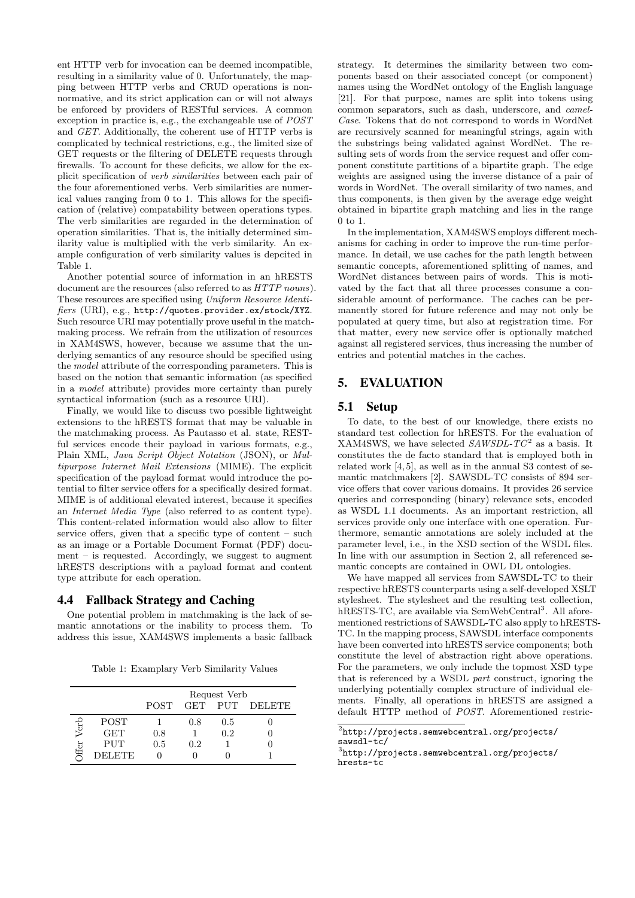ent HTTP verb for invocation can be deemed incompatible, resulting in a similarity value of 0. Unfortunately, the mapping between HTTP verbs and CRUD operations is non-normative, and its strict application can or will not always be enforced by providers of RESTful services. A common exception in practice is, e.g., the exchangeable use of *POST* and *GET*. Additionally, the coherent use of HTTP verbs is complicated by technical restrictions, e.g., the limited size of GET requests or the filtering of DELETE requests through firewalls. To account for these deficits, we allow for the explicit specification of *verb similarities* between each pair of the four aforementioned verbs. Verb similarities are numerical values ranging from 0 to 1. This allows for the specification of (relative) compatability between operations types. The verb similarities are regarded in the determination of operation similarities. That is, the initially determined similarity value is multiplied with the verb similarity. An example configuration of verb similarity values is depcited in Table 1.

Another potential source of information in an hRESTS document are the resources (also referred to as *HTTP nouns*). These resources are specified using *Uniform Resource Identifiers* (URI), e.g., http://quotes.provider.ex/stock/XYZ. Such resource URI may potentially prove useful in the matchmaking process. We refrain from the utilization of resources in XAM4SWS, however, because we assume that the underlying semantics of any resource should be specified using the *model* attribute of the corresponding parameters. This is based on the notion that semantic information (as specified in a *model* attribute) provides more certainty than purely syntactical information (such as a resource URI).

Finally, we would like to discuss two possible lightweight extensions to the hRESTS format that may be valuable in the matchmaking process. As Pautasso et al. state, RESTful services encode their payload in various formats, e.g., Plain XML, *Java Script Object Notation* (JSON), or *Multipurpose Internet Mail Extensions* (MIME). The explicit specification of the payload format would introduce the potential to filter service offers for a specifically desired format. MIME is of additional elevated interest, because it specifies an *Internet Media Type* (also referred to as content type). This content-related information would also allow to filter service offers, given that a specific type of content – such as an image or a Portable Document Format (PDF) document – is requested. Accordingly, we suggest to augment hRESTS descriptions with a payload format and content type attribute for each operation.

### 4.4 Fallback Strategy and Caching

One potential problem in matchmaking is the lack of semantic annotations or the inability to process them. To address this issue, XAM4SWS implements a basic fallback strategy. It determines the similarity between two components based on their associated concept (or component) names using the WordNet ontology of the English language [21]. For that purpose, names are split into tokens using common separators, such as dash, underscore, and *camelCase*. Tokens that do not correspond to words in WordNet are recursively scanned for meaningful strings, again with the substrings being validated against WordNet. The resulting sets of words from the service request and offer component constitute partitions of a bipartite graph. The edge weights are assigned using the inverse distance of a pair of words in WordNet. The overall similarity of two names, and thus components, is then given by the average edge weight obtained in bipartite graph matching and lies in the range 0 to 1.

Table 1: Examplary Verb Similarity Values

| | | Request Verb | | | |
|---|---|---|---|---|---|
| | | POST | GET | PUT | DELETE |
| Offer Verb | POST | 1 | 0.8 | 0.5 | 0 |
| | GET | 0.8 | 1 | 0.2 | 0 |
| | PUT | 0.5 | 0.2 | 1 | 0 |
| | DELETE | 0 | 0 | 0 | 1 |

In the implementation, XAM4SWS employs different mechanisms for caching in order to improve the run-time performance. In detail, we use caches for the path length between semantic concepts, aforementioned splitting of names, and WordNet distances between pairs of words. This is motivated by the fact that all three processes consume a considerable amount of performance. The caches can be permanently stored for future reference and may not only be populated at query time, but also at registration time. For that matter, every new service offer is optionally matched against all registered services, thus increasing the number of entries and potential matches in the caches.

## 5. EVALUATION

### 5.1 Setup

To date, to the best of our knowledge, there exists no standard test collection for hRESTS. For the evaluation of XAM4SWS, we have selected *SAWSDL-TC*[2] as a basis. It constitutes the de facto standard that is employed both in related work [4, 5], as well as in the annual S3 contest of semantic matchmakers [2]. SAWSDL-TC consists of 894 service offers that cover various domains. It provides 26 service queries and corresponding (binary) relevance sets, encoded as WSDL 1.1 documents. As an important restriction, all services provide only one interface with one operation. Furthermore, semantic annotations are solely included at the parameter level, i.e., in the XSD section of the WSDL files. In line with our assumption in Section 2, all referenced semantic concepts are contained in OWL DL ontologies.

We have mapped all services from SAWSDL-TC to their respective hRESTS counterparts using a self-developed XSLT stylesheet. The stylesheet and the resulting test collection, hRESTS-TC, are available via SemWebCentral[3]. All aforementioned restrictions of SAWSDL-TC also apply to hRESTS-TC. In the mapping process, SAWSDL interface components have been converted into hRESTS service components; both constitute the level of abstraction right above operations. For the parameters, we only include the topmost XSD type that is referenced by a WSDL *part* construct, ignoring the underlying potentially complex structure of individual elements. Finally, all operations in hRESTS are assigned a default HTTP method of *POST*. Aforementioned restric-

[2] http://projects.semwebcentral.org/projects/sawsdl-tc/

[3] http://projects.semwebcentral.org/projects/hrests-tc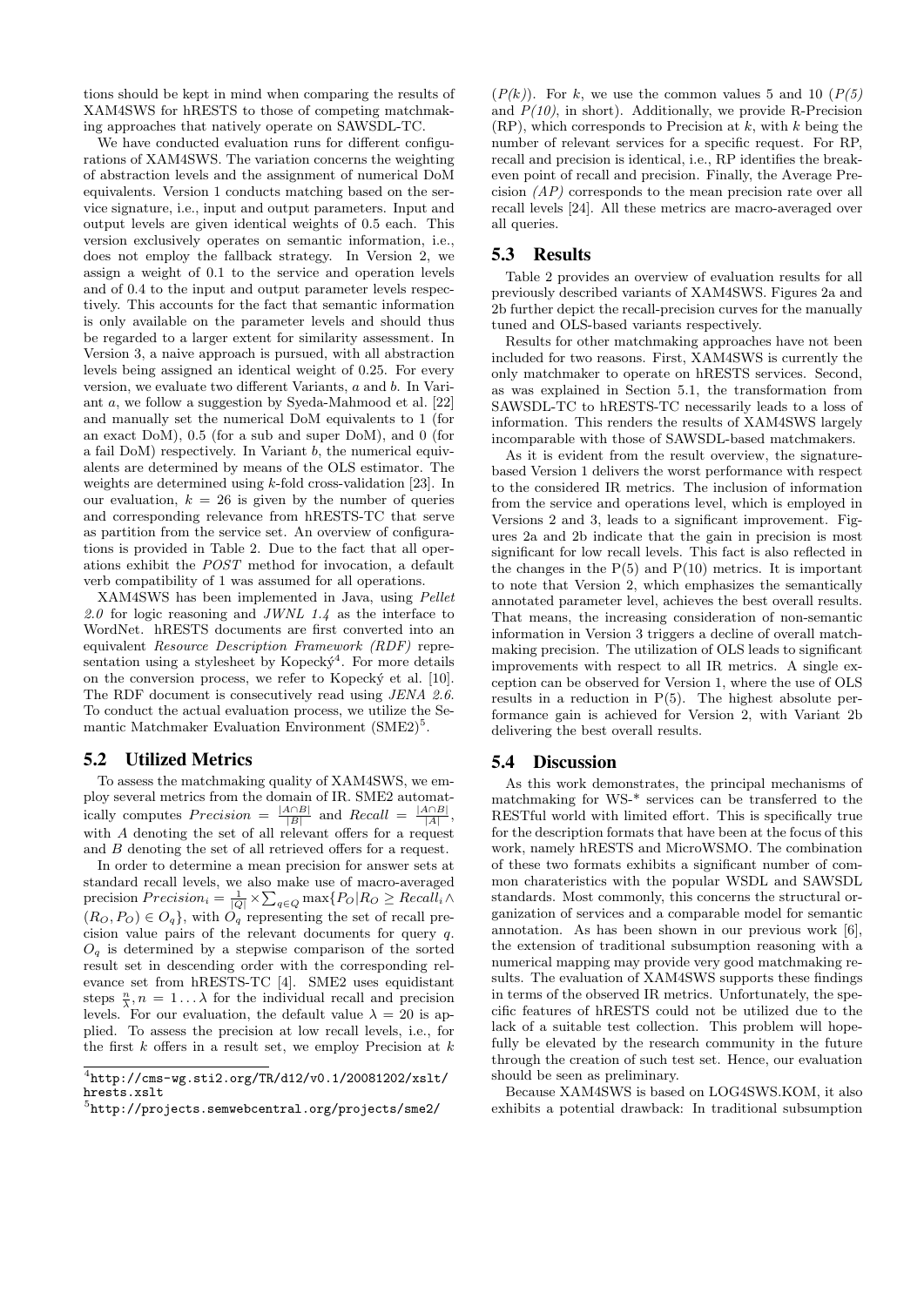tions should be kept in mind when comparing the results of XAM4SWS for hRESTS to those of competing matchmaking approaches that natively operate on SAWSDL-TC.

We have conducted evaluation runs for different configurations of XAM4SWS. The variation concerns the weighting of abstraction levels and the assignment of numerical DoM equivalents. Version 1 conducts matching based on the service signature, i.e., input and output parameters. Input and output levels are given identical weights of 0.5 each. This version exclusively operates on semantic information, i.e., does not employ the fallback strategy. In Version 2, we assign a weight of 0.1 to the service and operation levels and of 0.4 to the input and output parameter levels respectively. This accounts for the fact that semantic information is only available on the parameter levels and should thus be regarded to a larger extent for similarity assessment. In Version 3, a naive approach is pursued, with all abstraction levels being assigned an identical weight of 0.25. For every version, we evaluate two different Variants, *a* and *b*. In Variant *a*, we follow a suggestion by Syeda-Mahmood et al. [22] and manually set the numerical DoM equivalents to 1 (for an exact DoM), 0.5 (for a sub and super DoM), and 0 (for a fail DoM) respectively. In Variant *b*, the numerical equivalents are determined by means of the OLS estimator. The weights are determined using *k*-fold cross-validation [23]. In our evaluation, $k = 26$ is given by the number of queries and corresponding relevance from hRESTS-TC that serve as partition from the service set. An overview of configurations is provided in Table 2. Due to the fact that all operations exhibit the *POST* method for invocation, a default verb compatibility of 1 was assumed for all operations.

XAM4SWS has been implemented in Java, using *Pellet 2.0* for logic reasoning and *JWNL 1.4* as the interface to WordNet. hRESTS documents are first converted into an equivalent *Resource Description Framework (RDF)* representation using a stylesheet by Kopecký[4]. For more details on the conversion process, we refer to Kopecký et al. [10]. The RDF document is consecutively read using *JENA 2.6*. To conduct the actual evaluation process, we utilize the Semantic Matchmaker Evaluation Environment (SME2)[5].

## 5.2 Utilized Metrics

To assess the matchmaking quality of XAM4SWS, we employ several metrics from the domain of IR. SME2 automatically computes $Precision = \frac{|A \cap B|}{|B|}$ and $Recall = \frac{|A \cap B|}{|A|}$, with $A$ denoting the set of all relevant offers for a request and $B$ denoting the set of all retrieved offers for a request.

In order to determine a mean precision for answer sets at standard recall levels, we also make use of macro-averaged precision $Precision_i = \frac{1}{|Q|} \times \sum_{q \in Q} \max\{P_O | R_O \geq Recall_i \wedge (R_O, P_O) \in O_q\}$, with $O_q$ representing the set of recall precision value pairs of the relevant documents for query $q$. $O_q$ is determined by a stepwise comparison of the sorted result set in descending order with the corresponding relevance set from hRESTS-TC [4]. SME2 uses equidistant steps $\frac{n}{\lambda}, n = 1 \ldots \lambda$ for the individual recall and precision levels. For our evaluation, the default value $\lambda = 20$ is applied. To assess the precision at low recall levels, i.e., for the first $k$ offers in a result set, we employ Precision at $k$ ($P(k)$). For $k$, we use the common values 5 and 10 (*P(5)* and *P(10)*, in short). Additionally, we provide R-Precision (RP), which corresponds to Precision at $k$, with $k$ being the number of relevant services for a specific request. For RP, recall and precision is identical, i.e., RP identifies the break-even point of recall and precision. Finally, the Average Precision *(AP)* corresponds to the mean precision rate over all recall levels [24]. All these metrics are macro-averaged over all queries.

## 5.3 Results

Table 2 provides an overview of evaluation results for all previously described variants of XAM4SWS. Figures 2a and 2b further depict the recall-precision curves for the manually tuned and OLS-based variants respectively.

Results for other matchmaking approaches have not been included for two reasons. First, XAM4SWS is currently the only matchmaker to operate on hRESTS services. Second, as was explained in Section 5.1, the transformation from SAWSDL-TC to hRESTS-TC necessarily leads to a loss of information. This renders the results of XAM4SWS largely incomparable with those of SAWSDL-based matchmakers.

As it is evident from the result overview, the signature-based Version 1 delivers the worst performance with respect to the considered IR metrics. The inclusion of information from the service and operations level, which is employed in Versions 2 and 3, leads to a significant improvement. Figures 2a and 2b indicate that the gain in precision is most significant for low recall levels. This fact is also reflected in the changes in the P(5) and P(10) metrics. It is important to note that Version 2, which emphasizes the semantically annotated parameter level, achieves the best overall results. That means, the increasing consideration of non-semantic information in Version 3 triggers a decline of overall matchmaking precision. The utilization of OLS leads to significant improvements with respect to all IR metrics. A single exception can be observed for Version 1, where the use of OLS results in a reduction in P(5). The highest absolute performance gain is achieved for Version 2, with Variant 2b delivering the best overall results.

## 5.4 Discussion

As this work demonstrates, the principal mechanisms of matchmaking for WS-* services can be transferred to the RESTful world with limited effort. This is specifically true for the description formats that have been at the focus of this work, namely hRESTS and MicroWSMO. The combination of these two formats exhibits a significant number of common charateristics with the popular WSDL and SAWSDL standards. Most commonly, this concerns the structural organization of services and a comparable model for semantic annotation. As has been shown in our previous work [6], the extension of traditional subsumption reasoning with a numerical mapping may provide very good matchmaking results. The evaluation of XAM4SWS supports these findings in terms of the observed IR metrics. Unfortunately, the specific features of hRESTS could not be utilized due to the lack of a suitable test collection. This problem will hopefully be elevated by the research community in the future through the creation of such test set. Hence, our evaluation should be seen as preliminary.

Because XAM4SWS is based on LOG4SWS.KOM, it also exhibits a potential drawback: In traditional subsumption

[4] http://cms-wg.sti2.org/TR/d12/v0.1/20081202/xslt/hrests.xslt

[5] http://projects.semwebcentral.org/projects/sme2/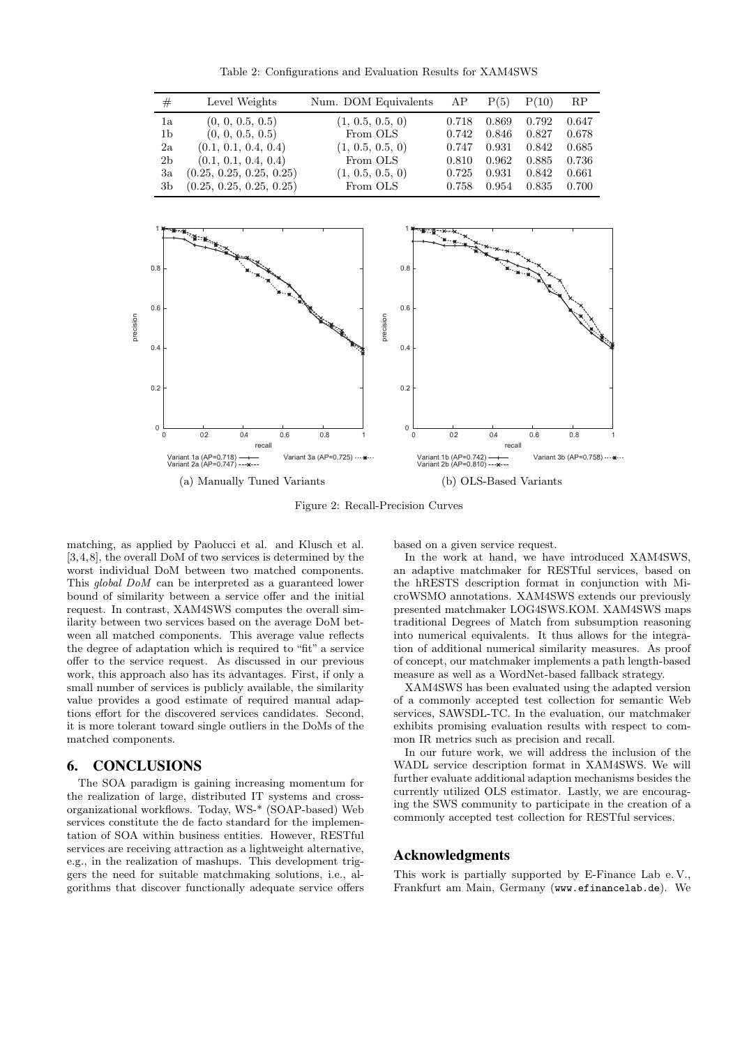Table 2: Configurations and Evaluation Results for XAM4SWS

| # | Level Weights | Num. DOM Equivalents | AP | P(5) | P(10) | RP |
|---|---|---|---|---|---|---|
| 1a | (0, 0, 0.5, 0.5) | (1, 0.5, 0.5, 0) | 0.718 | 0.869 | 0.792 | 0.647 |
| 1b | (0, 0, 0.5, 0.5) | From OLS | 0.742 | 0.846 | 0.827 | 0.678 |
| 2a | (0.1, 0.1, 0.4, 0.4) | (1, 0.5, 0.5, 0) | 0.747 | 0.931 | 0.842 | 0.685 |
| 2b | (0.1, 0.1, 0.4, 0.4) | From OLS | 0.810 | 0.962 | 0.885 | 0.736 |
| 3a | (0.25, 0.25, 0.25, 0.25) | (1, 0.5, 0.5, 0) | 0.725 | 0.931 | 0.842 | 0.661 |
| 3b | (0.25, 0.25, 0.25, 0.25) | From OLS | 0.758 | 0.954 | 0.835 | 0.700 |

(a) Manually Tuned Variants

(b) OLS-Based Variants

Figure 2: Recall-Precision Curves

matching, as applied by Paolucci et al. and Klusch et al. [3,4,8], the overall DoM of two services is determined by the worst individual DoM between two matched components. This *global DoM* can be interpreted as a guaranteed lower bound of similarity between a service offer and the initial request. In contrast, XAM4SWS computes the overall similarity between two services based on the average DoM between all matched components. This average value reflects the degree of adaptation which is required to "fit" a service offer to the service request. As discussed in our previous work, this approach also has its advantages. First, if only a small number of services is publicly available, the similarity value provides a good estimate of required manual adaptions effort for the discovered services candidates. Second, it is more tolerant toward single outliers in the DoMs of the matched components.

## 6. CONCLUSIONS

The SOA paradigm is gaining increasing momentum for the realization of large, distributed IT systems and cross-organizational workflows. Today, WS-* (SOAP-based) Web services constitute the de facto standard for the implementation of SOA within business entities. However, RESTful services are receiving attraction as a lightweight alternative, e.g., in the realization of mashups. This development triggers the need for suitable matchmaking solutions, i.e., algorithms that discover functionally adequate service offers based on a given service request.

In the work at hand, we have introduced XAM4SWS, an adaptive matchmaker for RESTful services, based on the hRESTS description format in conjunction with MicroWSMO annotations. XAM4SWS extends our previously presented matchmaker LOG4SWS.KOM. XAM4SWS maps traditional Degrees of Match from subsumption reasoning into numerical equivalents. It thus allows for the integration of additional numerical similarity measures. As proof of concept, our matchmaker implements a path length-based measure as well as a WordNet-based fallback strategy.

XAM4SWS has been evaluated using the adapted version of a commonly accepted test collection for semantic Web services, SAWSDL-TC. In the evaluation, our matchmaker exhibits promising evaluation results with respect to common IR metrics such as precision and recall.

In our future work, we will address the inclusion of the WADL service description format in XAM4SWS. We will further evaluate additional adaption mechanisms besides the currently utilized OLS estimator. Lastly, we are encouraging the SWS community to participate in the creation of a commonly accepted test collection for RESTful services.

## Acknowledgments

This work is partially supported by E-Finance Lab e. V., Frankfurt am Main, Germany (www.efinancelab.de). We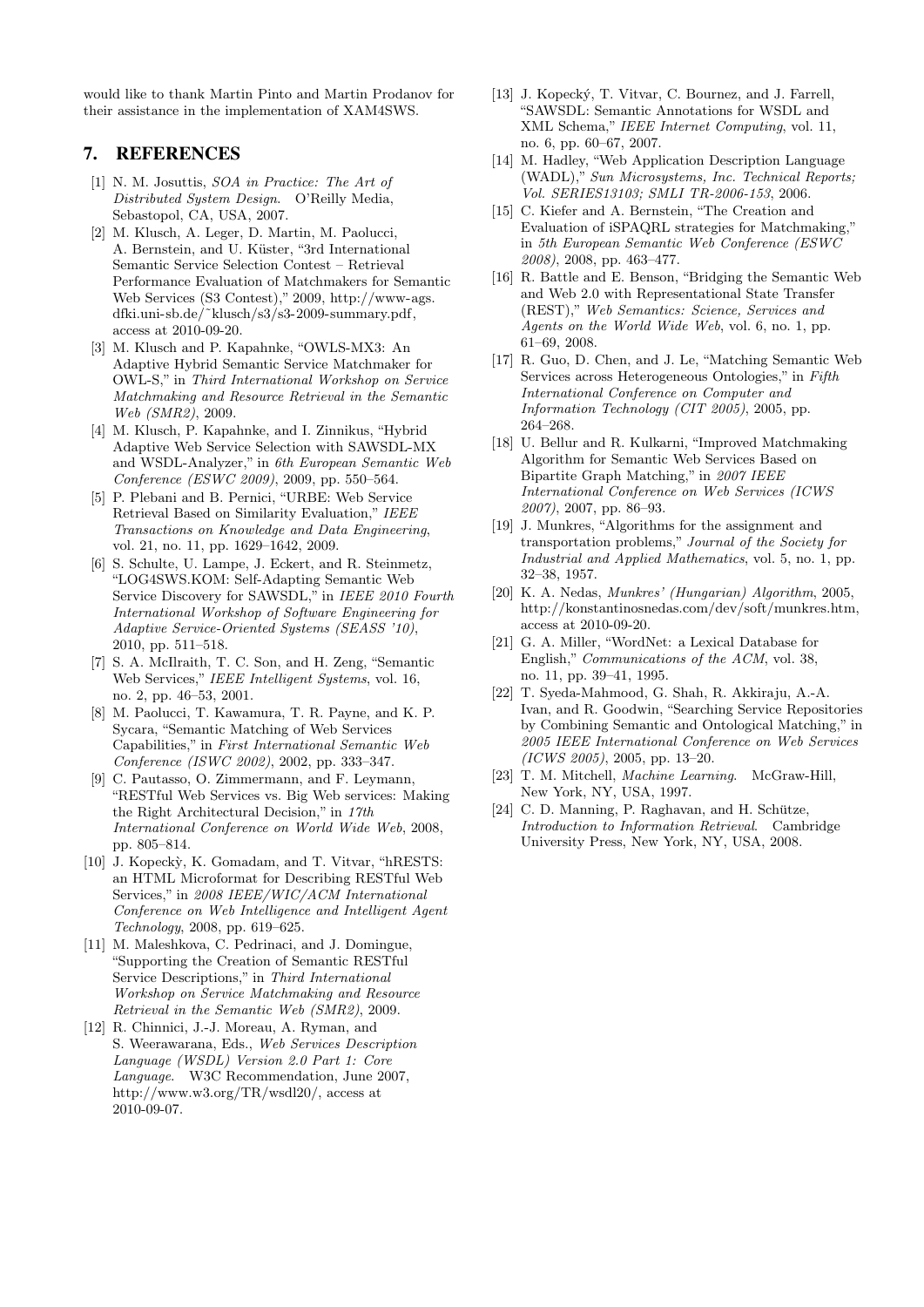would like to thank Martin Pinto and Martin Prodanov for their assistance in the implementation of XAM4SWS.

## 7. REFERENCES

[1] N. M. Josuttis, *SOA in Practice: The Art of Distributed System Design*. O'Reilly Media, Sebastopol, CA, USA, 2007.

[2] M. Klusch, A. Leger, D. Martin, M. Paolucci, A. Bernstein, and U. Küster, "3rd International Semantic Service Selection Contest – Retrieval Performance Evaluation of Matchmakers for Semantic Web Services (S3 Contest)," 2009, http://www-ags.dfki.uni-sb.de/~klusch/s3/s3-2009-summary.pdf, access at 2010-09-20.

[3] M. Klusch and P. Kapahnke, "OWLS-MX3: An Adaptive Hybrid Semantic Service Matchmaker for OWL-S," in *Third International Workshop on Service Matchmaking and Resource Retrieval in the Semantic Web (SMR2)*, 2009.

[4] M. Klusch, P. Kapahnke, and I. Zinnikus, "Hybrid Adaptive Web Service Selection with SAWSDL-MX and WSDL-Analyzer," in *6th European Semantic Web Conference (ESWC 2009)*, 2009, pp. 550–564.

[5] P. Plebani and B. Pernici, "URBE: Web Service Retrieval Based on Similarity Evaluation," *IEEE Transactions on Knowledge and Data Engineering*, vol. 21, no. 11, pp. 1629–1642, 2009.

[6] S. Schulte, U. Lampe, J. Eckert, and R. Steinmetz, "LOG4SWS.KOM: Self-Adapting Semantic Web Service Discovery for SAWSDL," in *IEEE 2010 Fourth International Workshop of Software Engineering for Adaptive Service-Oriented Systems (SEASS '10)*, 2010, pp. 511–518.

[7] S. A. McIlraith, T. C. Son, and H. Zeng, "Semantic Web Services," *IEEE Intelligent Systems*, vol. 16, no. 2, pp. 46–53, 2001.

[8] M. Paolucci, T. Kawamura, T. R. Payne, and K. P. Sycara, "Semantic Matching of Web Services Capabilities," in *First International Semantic Web Conference (ISWC 2002)*, 2002, pp. 333–347.

[9] C. Pautasso, O. Zimmermann, and F. Leymann, "RESTful Web Services vs. Big Web services: Making the Right Architectural Decision," in *17th International Conference on World Wide Web*, 2008, pp. 805–814.

[10] J. Kopeckỳ, K. Gomadam, and T. Vitvar, "hRESTS: an HTML Microformat for Describing RESTful Web Services," in *2008 IEEE/WIC/ACM International Conference on Web Intelligence and Intelligent Agent Technology*, 2008, pp. 619–625.

[11] M. Maleshkova, C. Pedrinaci, and J. Domingue, "Supporting the Creation of Semantic RESTful Service Descriptions," in *Third International Workshop on Service Matchmaking and Resource Retrieval in the Semantic Web (SMR2)*, 2009.

[12] R. Chinnici, J.-J. Moreau, A. Ryman, and S. Weerawarana, Eds., *Web Services Description Language (WSDL) Version 2.0 Part 1: Core Language*. W3C Recommendation, June 2007, http://www.w3.org/TR/wsdl20/, access at 2010-09-07.

[13] J. Kopecký, T. Vitvar, C. Bournez, and J. Farrell, "SAWSDL: Semantic Annotations for WSDL and XML Schema," *IEEE Internet Computing*, vol. 11, no. 6, pp. 60–67, 2007.

[14] M. Hadley, "Web Application Description Language (WADL)," *Sun Microsystems, Inc. Technical Reports; Vol. SERIES13103; SMLI TR-2006-153*, 2006.

[15] C. Kiefer and A. Bernstein, "The Creation and Evaluation of iSPAQRL strategies for Matchmaking," in *5th European Semantic Web Conference (ESWC 2008)*, 2008, pp. 463–477.

[16] R. Battle and E. Benson, "Bridging the Semantic Web and Web 2.0 with Representational State Transfer (REST)," *Web Semantics: Science, Services and Agents on the World Wide Web*, vol. 6, no. 1, pp. 61–69, 2008.

[17] R. Guo, D. Chen, and J. Le, "Matching Semantic Web Services across Heterogeneous Ontologies," in *Fifth International Conference on Computer and Information Technology (CIT 2005)*, 2005, pp. 264–268.

[18] U. Bellur and R. Kulkarni, "Improved Matchmaking Algorithm for Semantic Web Services Based on Bipartite Graph Matching," in *2007 IEEE International Conference on Web Services (ICWS 2007)*, 2007, pp. 86–93.

[19] J. Munkres, "Algorithms for the assignment and transportation problems," *Journal of the Society for Industrial and Applied Mathematics*, vol. 5, no. 1, pp. 32–38, 1957.

[20] K. A. Nedas, *Munkres' (Hungarian) Algorithm*, 2005, http://konstantinosnedas.com/dev/soft/munkres.htm, access at 2010-09-20.

[21] G. A. Miller, "WordNet: a Lexical Database for English," *Communications of the ACM*, vol. 38, no. 11, pp. 39–41, 1995.

[22] T. Syeda-Mahmood, G. Shah, R. Akkiraju, A.-A. Ivan, and R. Goodwin, "Searching Service Repositories by Combining Semantic and Ontological Matching," in *2005 IEEE International Conference on Web Services (ICWS 2005)*, 2005, pp. 13–20.

[23] T. M. Mitchell, *Machine Learning*. McGraw-Hill, New York, NY, USA, 1997.

[24] C. D. Manning, P. Raghavan, and H. Schütze, *Introduction to Information Retrieval*. Cambridge University Press, New York, NY, USA, 2008.